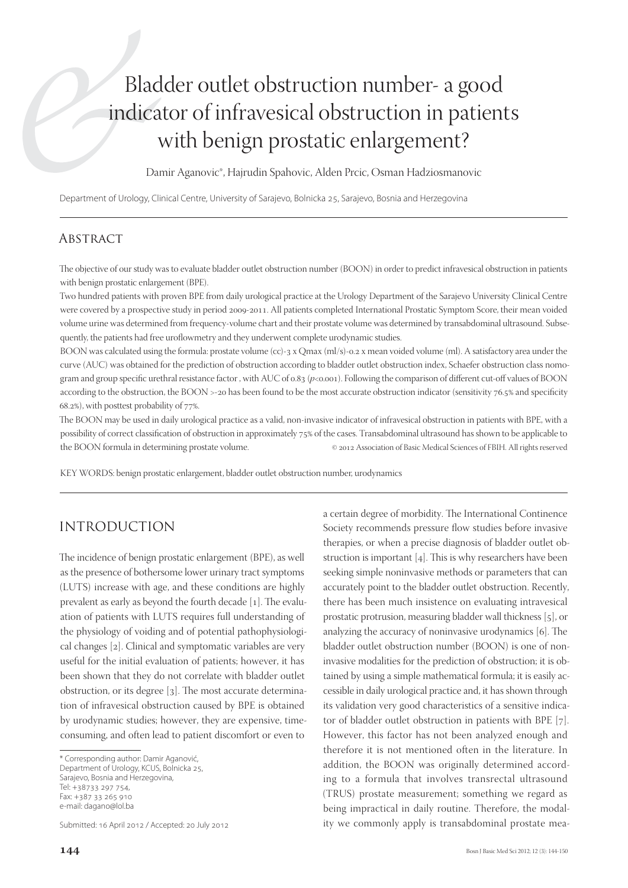# Bladder outlet obstruction number- a good indicator of infravesical obstruction in patients with benign prostatic enlargement?

Damir Aganovic*, Hajrudin Spahovic, Alden Prcic, Osman Hadziosmanovic

Department of Urology, Clinical Centre, University of Sarajevo, Bolnicka 25, Sarajevo, Bosnia and Herzegovina

## Abstract

The objective of our study was to evaluate bladder outlet obstruction number (BOON) in order to predict infravesical obstruction in patients with benign prostatic enlargement (BPE).

Two hundred patients with proven BPE from daily urological practice at the Urology Department of the Sarajevo University Clinical Centre were covered by a prospective study in period 2009-2011. All patients completed International Prostatic Symptom Score, their mean voided volume urine was determined from frequency-volume chart and their prostate volume was determined by transabdominal ultrasound. Subsequently, the patients had free uroflowmetry and they underwent complete urodynamic studies.

BOON was calculated using the formula: prostate volume (cc)-3 x Qmax (ml/s)-0.2 x mean voided volume (ml). A satisfactory area under the curve (AUC) was obtained for the prediction of obstruction according to bladder outlet obstruction index, Schaefer obstruction class nomogram and group specific urethral resistance factor , with AUC of 0.83 ($p$<0.001). Following the comparison of different cut-off values of BOON according to the obstruction, the BOON >-20 has been found to be the most accurate obstruction indicator (sensitivity 76.5% and specificity 68.2%), with posttest probability of 77%.

The BOON may be used in daily urological practice as a valid, non-invasive indicator of infravesical obstruction in patients with BPE, with a possibility of correct classification of obstruction in approximately 75% of the cases. Transabdominal ultrasound has shown to be applicable to the BOON formula in determining prostate volume.

© 2012 Association of Basic Medical Sciences of FBIH. All rights reserved

KEY WORDS: benign prostatic enlargement, bladder outlet obstruction number, urodynamics

## Introduction

The incidence of benign prostatic enlargement (BPE), as well as the presence of bothersome lower urinary tract symptoms (LUTS) increase with age, and these conditions are highly prevalent as early as beyond the fourth decade [1]. The evaluation of patients with LUTS requires full understanding of the physiology of voiding and of potential pathophysiological changes [2]. Clinical and symptomatic variables are very useful for the initial evaluation of patients; however, it has been shown that they do not correlate with bladder outlet obstruction, or its degree [3]. The most accurate determination of infravesical obstruction caused by BPE is obtained by urodynamic studies; however, they are expensive, time-consuming, and often lead to patient discomfort or even to a certain degree of morbidity. The International Continence Society recommends pressure flow studies before invasive therapies, or when a precise diagnosis of bladder outlet obstruction is important [4]. This is why researchers have been seeking simple noninvasive methods or parameters that can accurately point to the bladder outlet obstruction. Recently, there has been much insistence on evaluating intravesical prostatic protrusion, measuring bladder wall thickness [5], or analyzing the accuracy of noninvasive urodynamics [6]. The bladder outlet obstruction number (BOON) is one of noninvasive modalities for the prediction of obstruction; it is obtained by using a simple mathematical formula; it is easily accessible in daily urological practice and, it has shown through its validation very good characteristics of a sensitive indicator of bladder outlet obstruction in patients with BPE [7]. However, this factor has not been analyzed enough and therefore it is not mentioned often in the literature. In addition, the BOON was originally determined according to a formula that involves transrectal ultrasound (TRUS) prostate measurement; something we regard as being impractical in daily routine. Therefore, the modality we commonly apply is transabdominal prostate mea-

* Corresponding author: Damir Aganović,
Department of Urology, KCUS, Bolnicka 25,
Sarajevo, Bosnia and Herzegovina,
Tel: +38733 297 754,
Fax: +387 33 265 910
e-mail: dagano@lol.ba

Submitted: 16 April 2012 / Accepted: 20 July 2012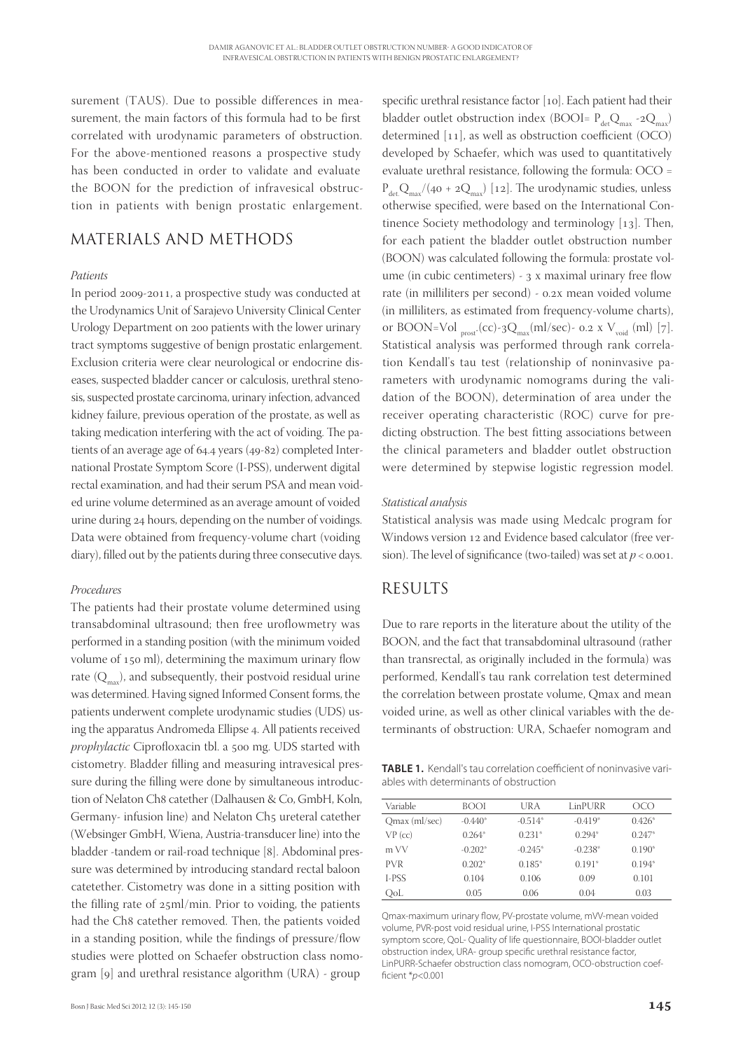surement (TAUS). Due to possible differences in measurement, the main factors of this formula had to be first correlated with urodynamic parameters of obstruction. For the above-mentioned reasons a prospective study has been conducted in order to validate and evaluate the BOON for the prediction of infravesical obstruction in patients with benign prostatic enlargement.

## MATERIALS AND METHODS

### *Patients*

In period 2009-2011, a prospective study was conducted at the Urodynamics Unit of Sarajevo University Clinical Center Urology Department on 200 patients with the lower urinary tract symptoms suggestive of benign prostatic enlargement. Exclusion criteria were clear neurological or endocrine diseases, suspected bladder cancer or calculosis, urethral stenosis, suspected prostate carcinoma, urinary infection, advanced kidney failure, previous operation of the prostate, as well as taking medication interfering with the act of voiding. The patients of an average age of 64.4 years (49-82) completed International Prostate Symptom Score (I-PSS), underwent digital rectal examination, and had their serum PSA and mean voided urine volume determined as an average amount of voided urine during 24 hours, depending on the number of voidings. Data were obtained from frequency-volume chart (voiding diary), filled out by the patients during three consecutive days.

### *Procedures*

The patients had their prostate volume determined using transabdominal ultrasound; then free uroflowmetry was performed in a standing position (with the minimum voided volume of 150 ml), determining the maximum urinary flow rate ($Q_{max}$), and subsequently, their postvoid residual urine was determined. Having signed Informed Consent forms, the patients underwent complete urodynamic studies (UDS) using the apparatus Andromeda Ellipse 4. All patients received *prophylactic* Ciprofloxacin tbl. a 500 mg. UDS started with cistometry. Bladder filling and measuring intravesical pressure during the filling were done by simultaneous introduction of Nelaton Ch8 catether (Dalhausen & Co, GmbH, Koln, Germany- infusion line) and Nelaton Ch5 ureteral catether (Websinger GmbH, Wiena, Austria-transducer line) into the bladder -tandem or rail-road technique [8]. Abdominal pressure was determined by introducing standard rectal baloon catetether. Cistometry was done in a sitting position with the filling rate of 25ml/min. Prior to voiding, the patients had the Ch8 catether removed. Then, the patients voided in a standing position, while the findings of pressure/flow studies were plotted on Schaefer obstruction class nomogram [9] and urethral resistance algorithm (URA) - group specific urethral resistance factor [10]. Each patient had their bladder outlet obstruction index (BOOI= $P_{det}Q_{max}$ -$2Q_{max}$) determined [11], as well as obstruction coefficient (OCO) developed by Schaefer, which was used to quantitatively evaluate urethral resistance, following the formula: OCO = $P_{det.}Q_{max}/(40 + 2Q_{max})$ [12]. The urodynamic studies, unless otherwise specified, were based on the International Continence Society methodology and terminology [13]. Then, for each patient the bladder outlet obstruction number (BOON) was calculated following the formula: prostate volume (in cubic centimeters) - 3 x maximal urinary free flow rate (in milliliters per second) - 0.2x mean voided volume (in milliliters, as estimated from frequency-volume charts), or BOON=$Vol_{prost}$(cc)-$3Q_{max}$(ml/sec)- 0.2 x $V_{void}$ (ml) [7]. Statistical analysis was performed through rank correlation Kendall's tau test (relationship of noninvasive parameters with urodynamic nomograms during the validation of the BOON), determination of area under the receiver operating characteristic (ROC) curve for predicting obstruction. The best fitting associations between the clinical parameters and bladder outlet obstruction were determined by stepwise logistic regression model.

### *Statistical analysis*

Statistical analysis was made using Medcalc program for Windows version 12 and Evidence based calculator (free version). The level of significance (two-tailed) was set at $p < 0.001$.

## RESULTS

Due to rare reports in the literature about the utility of the BOON, and the fact that transabdominal ultrasound (rather than transrectal, as originally included in the formula) was performed, Kendall's tau rank correlation test determined the correlation between prostate volume, Qmax and mean voided urine, as well as other clinical variables with the determinants of obstruction: URA, Schaefer nomogram and

**TABLE 1.** Kendall's tau correlation coefficient of noninvasive variables with determinants of obstruction

| Variable | BOOI | URA | LinPURR | OCO |
|---|---|---|---|---|
| Qmax (ml/sec) | -0.440* | -0.514* | -0.419* | 0.426* |
| VP (cc) | 0.264* | 0.231* | 0.294* | 0.247* |
| m VV | -0.202* | -0.245* | -0.238* | 0.190* |
| PVR | 0.202* | 0.185* | 0.191* | 0.194* |
| I-PSS | 0.104 | 0.106 | 0.09 | 0.101 |
| QoL | 0.05 | 0.06 | 0.04 | 0.03 |

Qmax-maximum urinary flow, PV-prostate volume, mVV-mean voided volume, PVR-post void residual urine, I-PSS International prostatic symptom score, QoL- Quality of life questionnaire, BOOI-bladder outlet obstruction index, URA- group specific urethral resistance factor, LinPURR-Schaefer obstruction class nomogram, OCO-obstruction coefficient *$p$<0.001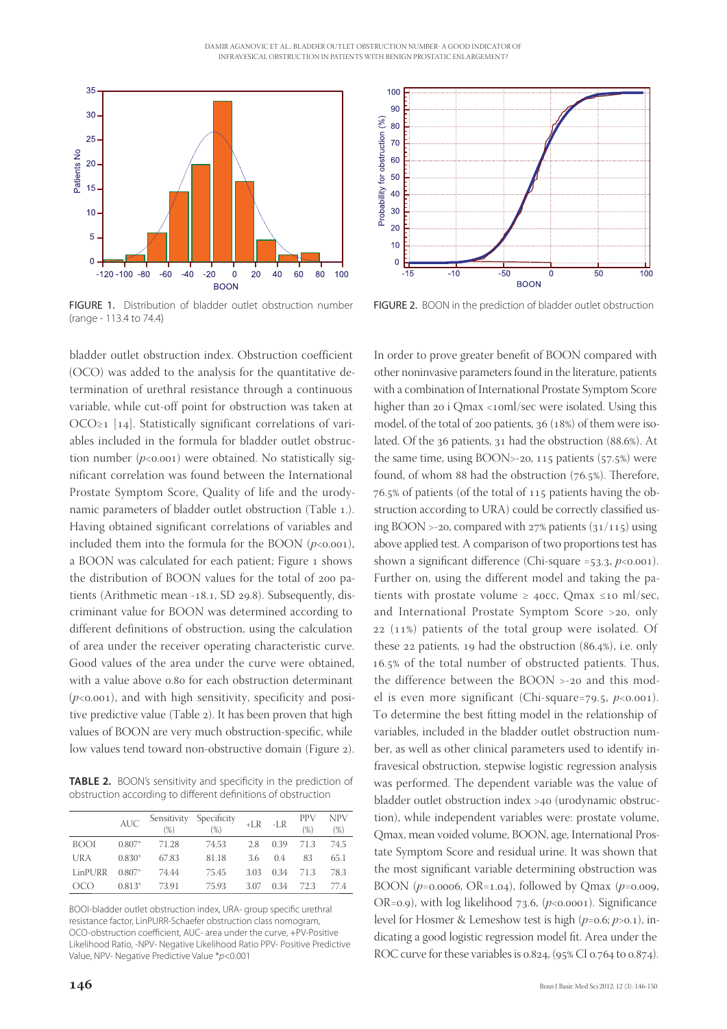FIGURE 1. Distribution of bladder outlet obstruction number (range - 113.4 to 74.4)

FIGURE 2. BOON in the prediction of bladder outlet obstruction

bladder outlet obstruction index. Obstruction coefficient (OCO) was added to the analysis for the quantitative determination of urethral resistance through a continuous variable, while cut-off point for obstruction was taken at OCO≥1 [14]. Statistically significant correlations of variables included in the formula for bladder outlet obstruction number ($p<0.001$) were obtained. No statistically significant correlation was found between the International Prostate Symptom Score, Quality of life and the urodynamic parameters of bladder outlet obstruction (Table 1.). Having obtained significant correlations of variables and included them into the formula for the BOON ($p<0.001$), a BOON was calculated for each patient; Figure 1 shows the distribution of BOON values for the total of 200 patients (Arithmetic mean -18.1, SD 29.8). Subsequently, discriminant value for BOON was determined according to different definitions of obstruction, using the calculation of area under the receiver operating characteristic curve. Good values of the area under the curve were obtained, with a value above 0.80 for each obstruction determinant ($p<0.001$), and with high sensitivity, specificity and positive predictive value (Table 2). It has been proven that high values of BOON are very much obstruction-specific, while low values tend toward non-obstructive domain (Figure 2).

**TABLE 2.** BOON's sensitivity and specificity in the prediction of obstruction according to different definitions of obstruction

| | AUC | Sensitivity (%) | Specificity (%) | +LR | -LR | PPV (%) | NPV (%) |
|---|---|---|---|---|---|---|---|
| BOOI | 0.807* | 71.28 | 74.53 | 2.8 | 0.39 | 71.3 | 74.5 |
| URA | 0.830* | 67.83 | 81.18 | 3.6 | 0.4 | 83 | 65.1 |
| LinPURR | 0.807* | 74.44 | 75.45 | 3.03 | 0.34 | 71.3 | 78.3 |
| OCO | 0.813* | 73.91 | 75.93 | 3.07 | 0.34 | 72.3 | 77.4 |

BOOI-bladder outlet obstruction index, URA- group specific urethral resistance factor, LinPURR-Schaefer obstruction class nomogram, OCO-obstruction coefficient, AUC- area under the curve, +PV-Positive Likelihood Ratio, -NPV- Negative Likelihood Ratio PPV- Positive Predictive Value, NPV- Negative Predictive Value *$p<0.001$

In order to prove greater benefit of BOON compared with other noninvasive parameters found in the literature, patients with a combination of International Prostate Symptom Score higher than 20 i Qmax <10ml/sec were isolated. Using this model, of the total of 200 patients, 36 (18%) of them were isolated. Of the 36 patients, 31 had the obstruction (88.6%). At the same time, using BOON>-20, 115 patients (57.5%) were found, of whom 88 had the obstruction (76.5%). Therefore, 76.5% of patients (of the total of 115 patients having the obstruction according to URA) could be correctly classified using BOON >-20, compared with 27% patients (31/115) using above applied test. A comparison of two proportions test has shown a significant difference (Chi-square =53.3, $p<0.001$). Further on, using the different model and taking the patients with prostate volume ≥ 40cc, Qmax ≤10 ml/sec, and International Prostate Symptom Score >20, only 22 (11%) patients of the total group were isolated. Of these 22 patients, 19 had the obstruction (86.4%), i.e. only 16.5% of the total number of obstructed patients. Thus, the difference between the BOON >-20 and this model is even more significant (Chi-square=79.5, $p<0.001$). To determine the best fitting model in the relationship of variables, included in the bladder outlet obstruction number, as well as other clinical parameters used to identify infravesical obstruction, stepwise logistic regression analysis was performed. The dependent variable was the value of bladder outlet obstruction index >40 (urodynamic obstruction), while independent variables were: prostate volume, Qmax, mean voided volume, BOON, age, International Prostate Symptom Score and residual urine. It was shown that the most significant variable determining obstruction was BOON ($p=0.0006$, OR=1.04), followed by Qmax ($p=0.009$, OR=0.9), with log likelihood 73.6, ($p<0.0001$). Significance level for Hosmer & Lemeshow test is high ($p=0.6$; $p>0.1$), indicating a good logistic regression model fit. Area under the ROC curve for these variables is 0.824, (95% CI 0.764 to 0.874).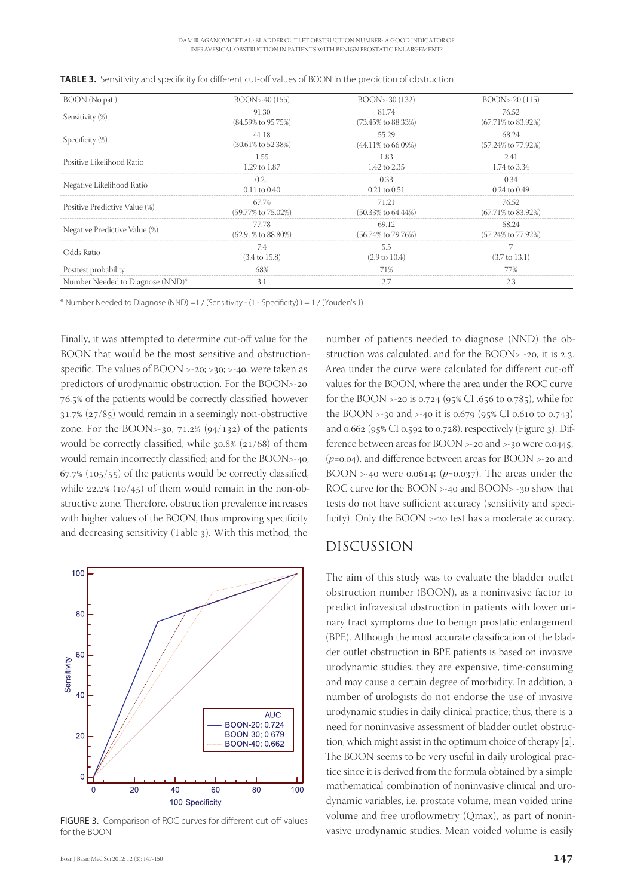**TABLE 3.** Sensitivity and specificity for different cut-off values of BOON in the prediction of obstruction

| BOON (No pat.) | BOON>-40 (155) | BOON>-30 (132) | BOON>-20 (115) |
|---|---|---|---|
| Sensitivity (%) | 91.30 (84.59% to 95.75%) | 81.74 (73.45% to 88.33%) | 76.52 (67.71% to 83.92%) |
| Specificity (%) | 41.18 (30.61% to 52.38%) | 55.29 (44.11% to 66.09%) | 68.24 (57.24% to 77.92%) |
| Positive Likelihood Ratio | 1.55 1.29 to 1.87 | 1.83 1.42 to 2.35 | 2.41 1.74 to 3.34 |
| Negative Likelihood Ratio | 0.21 0.11 to 0.40 | 0.33 0.21 to 0.51 | 0.34 0.24 to 0.49 |
| Positive Predictive Value (%) | 67.74 (59.77% to 75.02%) | 71.21 (50.33% to 64.44%) | 76.52 (67.71% to 83.92%) |
| Negative Predictive Value (%) | 77.78 (62.91% to 88.80%) | 69.12 (56.74% to 79.76%) | 68.24 (57.24% to 77.92%) |
| Odds Ratio | 7.4 (3.4 to 15.8) | 5.5 (2.9 to 10.4) | 7 (3.7 to 13.1) |
| Posttest probability | 68% | 71% | 77% |
| Number Needed to Diagnose (NND)* | 3.1 | 2.7 | 2.3 |

\* Number Needed to Diagnose (NND) =1 / (Sensitivity - (1 - Specificity) ) = 1 / (Youden's J)

Finally, it was attempted to determine cut-off value for the BOON that would be the most sensitive and obstruction-specific. The values of BOON >-20; >30; >-40, were taken as predictors of urodynamic obstruction. For the BOON>-20, 76.5% of the patients would be correctly classified; however 31.7% (27/85) would remain in a seemingly non-obstructive zone. For the BOON>-30, 71.2% (94/132) of the patients would be correctly classified, while 30.8% (21/68) of them would remain incorrectly classified; and for the BOON>-40, 67.7% (105/55) of the patients would be correctly classified, while 22.2% (10/45) of them would remain in the non-obstructive zone. Therefore, obstruction prevalence increases with higher values of the BOON, thus improving specificity and decreasing sensitivity (Table 3). With this method, the number of patients needed to diagnose (NND) the obstruction was calculated, and for the BOON> -20, it is 2.3. Area under the curve were calculated for different cut-off values for the BOON, where the area under the ROC curve for the BOON >-20 is 0.724 (95% CI .656 to 0.785), while for the BOON >-30 and >-40 it is 0.679 (95% CI 0.610 to 0.743) and 0.662 (95% CI 0.592 to 0.728), respectively (Figure 3). Difference between areas for BOON >-20 and >-30 were 0.0445; ($p$=0.04), and difference between areas for BOON >-20 and BOON >-40 were 0.0614; ($p$=0.037). The areas under the ROC curve for the BOON >-40 and BOON> -30 show that tests do not have sufficient accuracy (sensitivity and specificity). Only the BOON >-20 test has a moderate accuracy.

FIGURE 3. Comparison of ROC curves for different cut-off values for the BOON

## DISCUSSION

The aim of this study was to evaluate the bladder outlet obstruction number (BOON), as a noninvasive factor to predict infravesical obstruction in patients with lower urinary tract symptoms due to benign prostatic enlargement (BPE). Although the most accurate classification of the bladder outlet obstruction in BPE patients is based on invasive urodynamic studies, they are expensive, time-consuming and may cause a certain degree of morbidity. In addition, a number of urologists do not endorse the use of invasive urodynamic studies in daily clinical practice; thus, there is a need for noninvasive assessment of bladder outlet obstruction, which might assist in the optimum choice of therapy [2]. The BOON seems to be very useful in daily urological practice since it is derived from the formula obtained by a simple mathematical combination of noninvasive clinical and urodynamic variables, i.e. prostate volume, mean voided urine volume and free uroflowmetry (Qmax), as part of noninvasive urodynamic studies. Mean voided volume is easily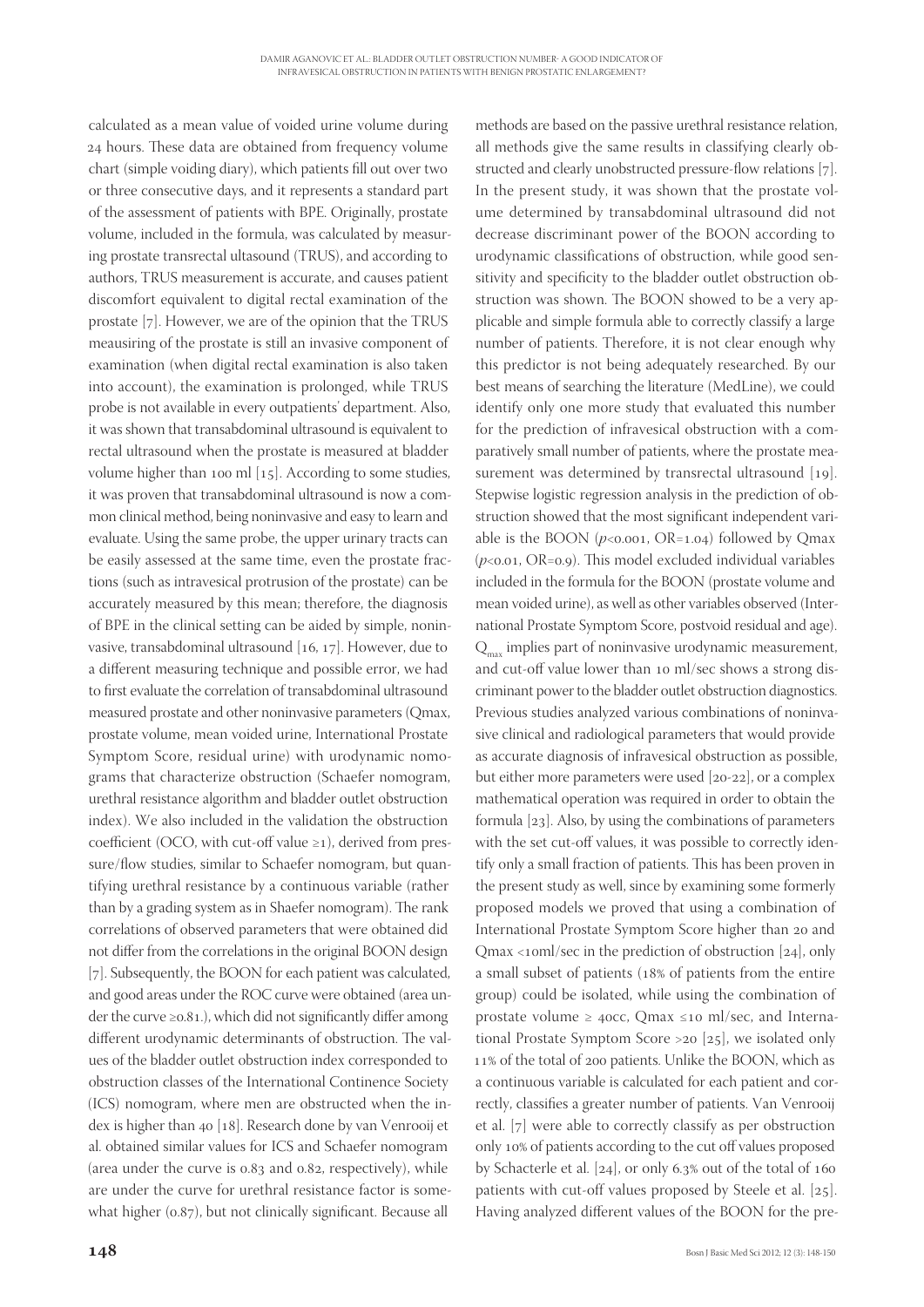calculated as a mean value of voided urine volume during 24 hours. These data are obtained from frequency volume chart (simple voiding diary), which patients fill out over two or three consecutive days, and it represents a standard part of the assessment of patients with BPE. Originally, prostate volume, included in the formula, was calculated by measuring prostate transrectal ultasound (TRUS), and according to authors, TRUS measurement is accurate, and causes patient discomfort equivalent to digital rectal examination of the prostate [7]. However, we are of the opinion that the TRUS meausiring of the prostate is still an invasive component of examination (when digital rectal examination is also taken into account), the examination is prolonged, while TRUS probe is not available in every outpatients' department. Also, it was shown that transabdominal ultrasound is equivalent to rectal ultrasound when the prostate is measured at bladder volume higher than 100 ml [15]. According to some studies, it was proven that transabdominal ultrasound is now a common clinical method, being noninvasive and easy to learn and evaluate. Using the same probe, the upper urinary tracts can be easily assessed at the same time, even the prostate fractions (such as intravesical protrusion of the prostate) can be accurately measured by this mean; therefore, the diagnosis of BPE in the clinical setting can be aided by simple, noninvasive, transabdominal ultrasound [16, 17]. However, due to a different measuring technique and possible error, we had to first evaluate the correlation of transabdominal ultrasound measured prostate and other noninvasive parameters (Qmax, prostate volume, mean voided urine, International Prostate Symptom Score, residual urine) with urodynamic nomograms that characterize obstruction (Schaefer nomogram, urethral resistance algorithm and bladder outlet obstruction index). We also included in the validation the obstruction coefficient (OCO, with cut-off value ≥1), derived from pressure/flow studies, similar to Schaefer nomogram, but quantifying urethral resistance by a continuous variable (rather than by a grading system as in Shaefer nomogram). The rank correlations of observed parameters that were obtained did not differ from the correlations in the original BOON design [7]. Subsequently, the BOON for each patient was calculated, and good areas under the ROC curve were obtained (area under the curve ≥0.81.), which did not significantly differ among different urodynamic determinants of obstruction. The values of the bladder outlet obstruction index corresponded to obstruction classes of the International Continence Society (ICS) nomogram, where men are obstructed when the index is higher than 40 [18]. Research done by van Venrooij et al. obtained similar values for ICS and Schaefer nomogram (area under the curve is 0.83 and 0.82, respectively), while are under the curve for urethral resistance factor is somewhat higher (0.87), but not clinically significant. Because all methods are based on the passive urethral resistance relation, all methods give the same results in classifying clearly obstructed and clearly unobstructed pressure-flow relations [7]. In the present study, it was shown that the prostate volume determined by transabdominal ultrasound did not decrease discriminant power of the BOON according to urodynamic classifications of obstruction, while good sensitivity and specificity to the bladder outlet obstruction obstruction was shown. The BOON showed to be a very applicable and simple formula able to correctly classify a large number of patients. Therefore, it is not clear enough why this predictor is not being adequately researched. By our best means of searching the literature (MedLine), we could identify only one more study that evaluated this number for the prediction of infravesical obstruction with a comparatively small number of patients, where the prostate measurement was determined by transrectal ultrasound [19]. Stepwise logistic regression analysis in the prediction of obstruction showed that the most significant independent variable is the BOON ($p$<0.001, OR=1.04) followed by Qmax ($p$<0.01, OR=0.9). This model excluded individual variables included in the formula for the BOON (prostate volume and mean voided urine), as well as other variables observed (International Prostate Symptom Score, postvoid residual and age). $Q_{max}$ implies part of noninvasive urodynamic measurement, and cut-off value lower than 10 ml/sec shows a strong discriminant power to the bladder outlet obstruction diagnostics. Previous studies analyzed various combinations of noninvasive clinical and radiological parameters that would provide as accurate diagnosis of infravesical obstruction as possible, but either more parameters were used [20-22], or a complex mathematical operation was required in order to obtain the formula [23]. Also, by using the combinations of parameters with the set cut-off values, it was possible to correctly identify only a small fraction of patients. This has been proven in the present study as well, since by examining some formerly proposed models we proved that using a combination of International Prostate Symptom Score higher than 20 and Qmax <10ml/sec in the prediction of obstruction [24], only a small subset of patients (18% of patients from the entire group) could be isolated, while using the combination of prostate volume ≥ 40cc, Qmax ≤10 ml/sec, and International Prostate Symptom Score >20 [25], we isolated only 11% of the total of 200 patients. Unlike the BOON, which as a continuous variable is calculated for each patient and correctly, classifies a greater number of patients. Van Venrooij et al. [7] were able to correctly classify as per obstruction only 10% of patients according to the cut off values proposed by Schacterle et al. [24], or only 6.3% out of the total of 160 patients with cut-off values proposed by Steele et al. [25]. Having analyzed different values of the BOON for the pre-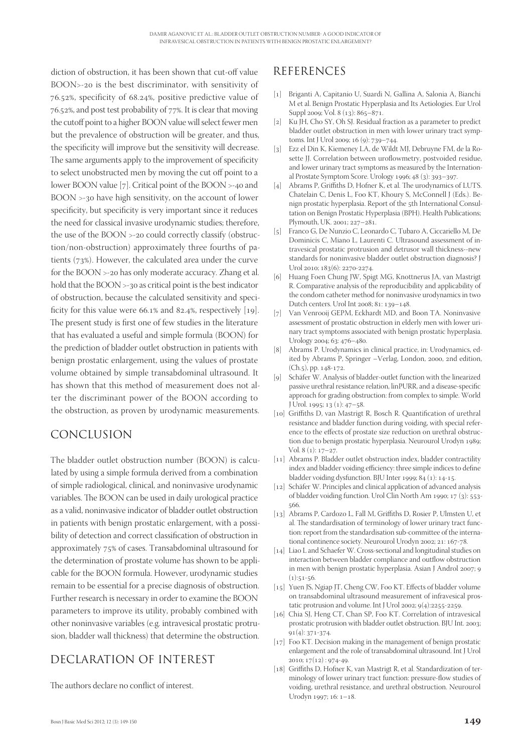diction of obstruction, it has been shown that cut-off value BOON>-20 is the best discriminator, with sensitivity of 76.52%, specificity of 68.24%, positive predictive value of 76.52%, and post test probability of 77%. It is clear that moving the cutoff point to a higher BOON value will select fewer men but the prevalence of obstruction will be greater, and thus, the specificity will improve but the sensitivity will decrease. The same arguments apply to the improvement of specificity to select unobstructed men by moving the cut off point to a lower BOON value [7]. Critical point of the BOON >-40 and BOON >-30 have high sensitivity, on the account of lower specificity, but specificity is very important since it reduces the need for classical invasive urodynamic studies; therefore, the use of the BOON >-20 could correctly classify (obstruction/non-obstruction) approximately three fourths of patients (73%). However, the calculated area under the curve for the BOON >-20 has only moderate accuracy. Zhang et al. hold that the BOON >-30 as critical point is the best indicator of obstruction, because the calculated sensitivity and specificity for this value were 66.1% and 82.4%, respectively [19]. The present study is first one of few studies in the literature that has evaluated a useful and simple formula (BOON) for the prediction of bladder outlet obstruction in patients with benign prostatic enlargement, using the values of prostate volume obtained by simple transabdominal ultrasound. It has shown that this method of measurement does not alter the discriminant power of the BOON according to the obstruction, as proven by urodynamic measurements.

## CONCLUSION

The bladder outlet obstruction number (BOON) is calculated by using a simple formula derived from a combination of simple radiological, clinical, and noninvasive urodynamic variables. The BOON can be used in daily urological practice as a valid, noninvasive indicator of bladder outlet obstruction in patients with benign prostatic enlargement, with a possibility of detection and correct classification of obstruction in approximately 75% of cases. Transabdominal ultrasound for the determination of prostate volume has shown to be applicable for the BOON formula. However, urodynamic studies remain to be essential for a precise diagnosis of obstruction. Further research is necessary in order to examine the BOON parameters to improve its utility, probably combined with other noninvasive variables (e.g. intravesical prostatic protrusion, bladder wall thickness) that determine the obstruction.

## DECLARATION OF INTEREST

The authors declare no conflict of interest.

## REFERENCES

[1] Briganti A, Capitanio U, Suardi N, Gallina A, Salonia A, Bianchi M et al. Benign Prostatic Hyperplasia and Its Aetiologies. Eur Urol Suppl 2009; Vol. 8 (13): 865–871.

[2] Ku JH, Cho SY, Oh SJ. Residual fraction as a parameter to predict bladder outlet obstruction in men with lower urinary tract symptoms. Int J Urol 2009; 16 (9): 739–744.

[3] Ezz el Din K, Kiemeney LA, de Wildt MJ, Debruyne FM, de la Rosette JJ. Correlation between uroflowmetry, postvoided residue, and lower urinary tract symptoms as measured by the International Prostate Symptom Score. Urology 1996; 48 (3): 393–397.

[4] Abrams P, Griffiths D, Hofner K, et al. The urodynamics of LUTS. Chatelain C, Denis L, Foo KT, Khoury S, McConnell J (Eds.). Benign prostatic hyperplasia. Report of the 5th International Consultation on Benign Prostatic Hyperplasia (BPH). Health Publications; Plymouth, UK. 2001; 227–281.

[5] Franco G, De Nunzio C, Leonardo C, Tubaro A, Ciccariello M, De Dominicis C, Miano L, Laurenti C. Ultrasound assessment of intravesical prostatic protrusion and detrusor wall thickness--new standards for noninvasive bladder outlet obstruction diagnosis? J Urol 2010; 183(6): 2270-2274.

[6] Huang Foen Chung JW, Spigt MG, Knottnerus JA, van Mastrigt R. Comparative analysis of the reproducibility and applicability of the condom catheter method for noninvasive urodynamics in two Dutch centers. Urol Int 2008; 81: 139–148.

[7] Van Venrooij GEPM, Eckhardt MD, and Boon TA. Noninvasive assessment of prostatic obstruction in elderly men with lower urinary tract symptoms associated with benign prostatic hyperplasia. Urology 2004; 63: 476–480.

[8] Abrams P. Urodynamics in clinical practice, in: Urodynamics, edited by Abrams P, Springer –Verlag, London, 2000, 2nd edition, (Ch.5), pp. 148-172.

[9] Schäfer W. Analysis of bladder-outlet function with the linearized passive urethral resistance relation, linPURR, and a disease-specific approach for grading obstruction: from complex to simple. World J Urol. 1995; 13 (1): 47–58.

[10] Griffiths D, van Mastrigt R, Bosch R. Quantification of urethral resistance and bladder function during voiding, with special reference to the effects of prostate size reduction on urethral obstruction due to benign prostatic hyperplasia. Neurourol Urodyn 1989; Vol. 8 (1): 17–27.

[11] Abrams P. Bladder outlet obstruction index, bladder contractility index and bladder voiding efficiency: three simple indices to define bladder voiding dysfunction. BJU Inter 1999; 84 (1): 14-15.

[12] Schäfer W. Principles and clinical application of advanced analysis of bladder voiding function. Urol Clin North Am 1990; 17 (3): 553-566.

[13] Abrams P, Cardozo L, Fall M, Griffiths D, Rosier P, Ulmsten U, et al. The standardisation of terminology of lower urinary tract function: report from the standardisation sub-committee of the international continence society. Neurourol Urodyn 2002; 21: 167-78.

[14] Liao L and Schaefer W. Cross-sectional and longitudinal studies on interaction between bladder compliance and outflow obstruction in men with benign prostatic hyperplasia. Asian J Androl 2007; 9 (1):51-56.

[15] Yuen JS, Ngiap JT, Cheng CW, Foo KT. Effects of bladder volume on transabdominal ultrasound measurement of infravesical prostatic protrusion and volume. Int J Urol 2002; 9(4):2255-2259.

[16] Chia SJ, Heng CT, Chan SP, Foo KT. Correlation of intravesical prostatic protrusion with bladder outlet obstruction. BJU Int. 2003; 91(4): 371-374.

[17] Foo KT. Decision making in the management of benign prostatic enlargement and the role of transabdominal ultrasound. Int J Urol 2010; 17(12) : 974-49.

[18] Griffiths D, Hofner K, van Mastrigt R, et al. Standardization of terminology of lower urinary tract function: pressure-flow studies of voiding, urethral resistance, and urethral obstruction. Neurourol Urodyn 1997; 16: 1–18.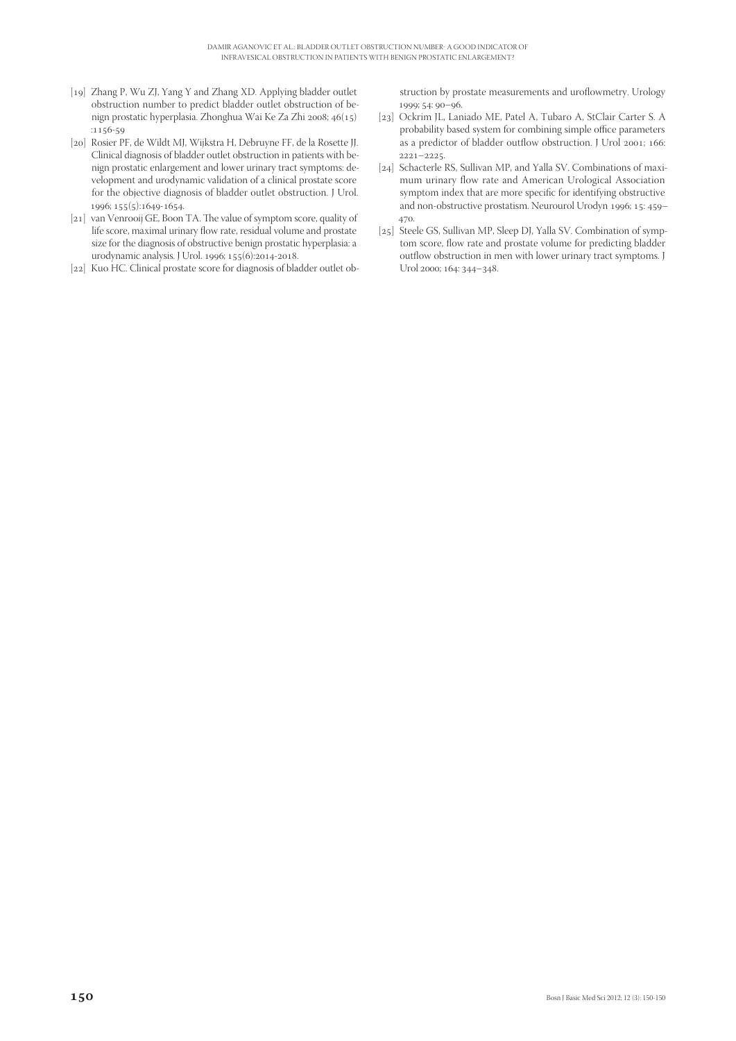[19] Zhang P, Wu ZJ, Yang Y and Zhang XD. Applying bladder outlet obstruction number to predict bladder outlet obstruction of benign prostatic hyperplasia. Zhonghua Wai Ke Za Zhi 2008; 46(15) :1156-59

[20] Rosier PF, de Wildt MJ, Wijkstra H, Debruyne FF, de la Rosette JJ. Clinical diagnosis of bladder outlet obstruction in patients with benign prostatic enlargement and lower urinary tract symptoms: development and urodynamic validation of a clinical prostate score for the objective diagnosis of bladder outlet obstruction. J Urol. 1996; 155(5):1649-1654.

[21] van Venrooij GE, Boon TA. The value of symptom score, quality of life score, maximal urinary flow rate, residual volume and prostate size for the diagnosis of obstructive benign prostatic hyperplasia: a urodynamic analysis. J Urol. 1996; 155(6):2014-2018.

[22] Kuo HC. Clinical prostate score for diagnosis of bladder outlet obstruction by prostate measurements and uroflowmetry. Urology 1999; 54: 90–96.

[23] Ockrim JL, Laniado ME, Patel A, Tubaro A, StClair Carter S. A probability based system for combining simple office parameters as a predictor of bladder outflow obstruction. J Urol 2001; 166: 2221–2225.

[24] Schacterle RS, Sullivan MP, and Yalla SV. Combinations of maximum urinary flow rate and American Urological Association symptom index that are more specific for identifying obstructive and non-obstructive prostatism. Neurourol Urodyn 1996; 15: 459–470.

[25] Steele GS, Sullivan MP, Sleep DJ, Yalla SV. Combination of symptom score, flow rate and prostate volume for predicting bladder outflow obstruction in men with lower urinary tract symptoms. J Urol 2000; 164: 344–348.